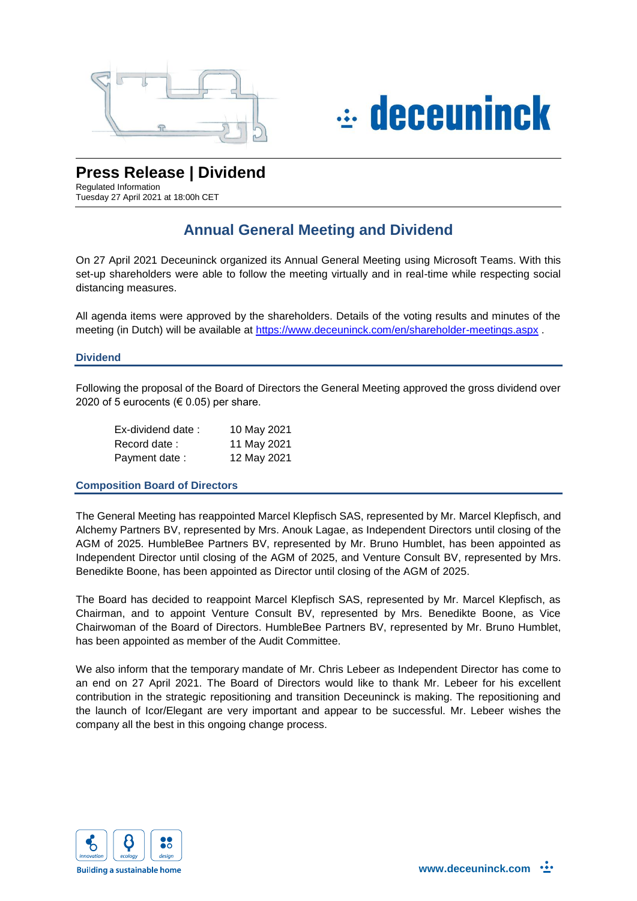# Press Release | Dividend

Regulated Information
Tuesday 27 April 2021 at 18:00h CET

## Annual General Meeting and Dividend

On 27 April 2021 Deceuninck organized its Annual General Meeting using Microsoft Teams. With this set-up shareholders were able to follow the meeting virtually and in real-time while respecting social distancing measures.

All agenda items were approved by the shareholders. Details of the voting results and minutes of the meeting (in Dutch) will be available at https://www.deceuninck.com/en/shareholder-meetings.aspx .

### Dividend

Following the proposal of the Board of Directors the General Meeting approved the gross dividend over 2020 of 5 eurocents (€ 0.05) per share.

| | |
|---|---|
| Ex-dividend date : | 10 May 2021 |
| Record date : | 11 May 2021 |
| Payment date : | 12 May 2021 |

### Composition Board of Directors

The General Meeting has reappointed Marcel Klepfisch SAS, represented by Mr. Marcel Klepfisch, and Alchemy Partners BV, represented by Mrs. Anouk Lagae, as Independent Directors until closing of the AGM of 2025. HumbleBee Partners BV, represented by Mr. Bruno Humblet, has been appointed as Independent Director until closing of the AGM of 2025, and Venture Consult BV, represented by Mrs. Benedikte Boone, has been appointed as Director until closing of the AGM of 2025.

The Board has decided to reappoint Marcel Klepfisch SAS, represented by Mr. Marcel Klepfisch, as Chairman, and to appoint Venture Consult BV, represented by Mrs. Benedikte Boone, as Vice Chairwoman of the Board of Directors. HumbleBee Partners BV, represented by Mr. Bruno Humblet, has been appointed as member of the Audit Committee.

We also inform that the temporary mandate of Mr. Chris Lebeer as Independent Director has come to an end on 27 April 2021. The Board of Directors would like to thank Mr. Lebeer for his excellent contribution in the strategic repositioning and transition Deceuninck is making. The repositioning and the launch of Icor/Elegant are very important and appear to be successful. Mr. Lebeer wishes the company all the best in this ongoing change process.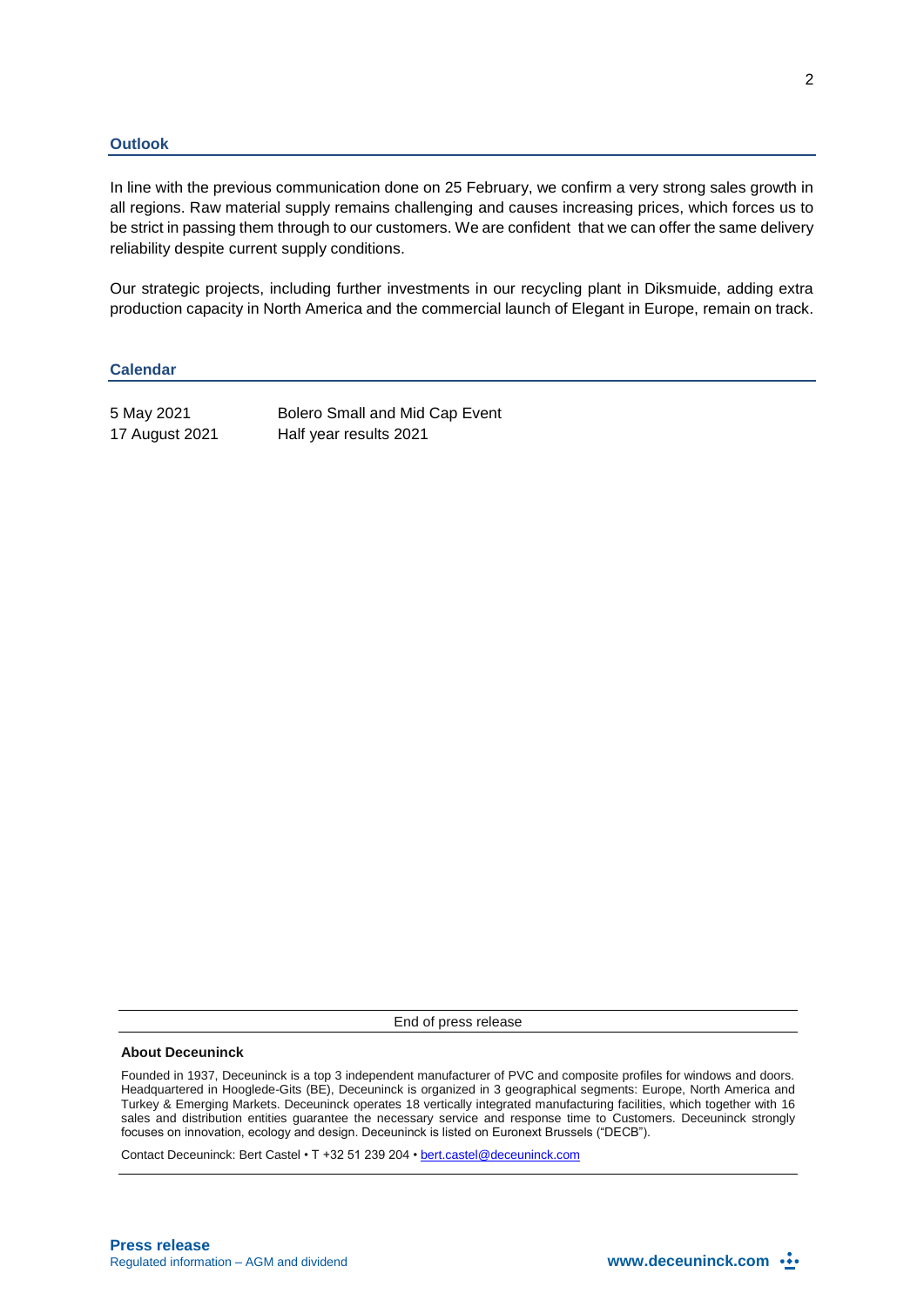## Outlook

In line with the previous communication done on 25 February, we confirm a very strong sales growth in all regions. Raw material supply remains challenging and causes increasing prices, which forces us to be strict in passing them through to our customers. We are confident that we can offer the same delivery reliability despite current supply conditions.

Our strategic projects, including further investments in our recycling plant in Diksmuide, adding extra production capacity in North America and the commercial launch of Elegant in Europe, remain on track.

## Calendar

| | |
|---|---|
| 5 May 2021 | Bolero Small and Mid Cap Event |
| 17 August 2021 | Half year results 2021 |

End of press release

**About Deceuninck**

Founded in 1937, Deceuninck is a top 3 independent manufacturer of PVC and composite profiles for windows and doors. Headquartered in Hooglede-Gits (BE), Deceuninck is organized in 3 geographical segments: Europe, North America and Turkey & Emerging Markets. Deceuninck operates 18 vertically integrated manufacturing facilities, which together with 16 sales and distribution entities guarantee the necessary service and response time to Customers. Deceuninck strongly focuses on innovation, ecology and design. Deceuninck is listed on Euronext Brussels ("DECB").

Contact Deceuninck: Bert Castel • T +32 51 239 204 • bert.castel@deceuninck.com